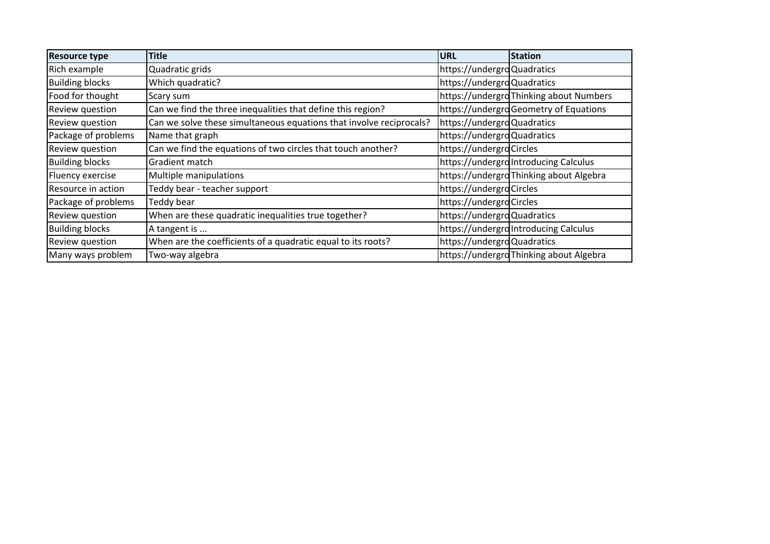| Resource type | Title | URL | Station |
| --- | --- | --- | --- |
| Rich example | Quadratic grids | https://undergro | Quadratics |
| Building blocks | Which quadratic? | https://undergro | Quadratics |
| Food for thought | Scary sum | https://undergro | Thinking about Numbers |
| Review question | Can we find the three inequalities that define this region? | https://undergro | Geometry of Equations |
| Review question | Can we solve these simultaneous equations that involve reciprocals? | https://undergro | Quadratics |
| Package of problems | Name that graph | https://undergro | Quadratics |
| Review question | Can we find the equations of two circles that touch another? | https://undergro | Circles |
| Building blocks | Gradient match | https://undergro | Introducing Calculus |
| Fluency exercise | Multiple manipulations | https://undergro | Thinking about Algebra |
| Resource in action | Teddy bear - teacher support | https://undergro | Circles |
| Package of problems | Teddy bear | https://undergro | Circles |
| Review question | When are these quadratic inequalities true together? | https://undergro | Quadratics |
| Building blocks | A tangent is ... | https://undergro | Introducing Calculus |
| Review question | When are the coefficients of a quadratic equal to its roots? | https://undergro | Quadratics |
| Many ways problem | Two-way algebra | https://undergro | Thinking about Algebra |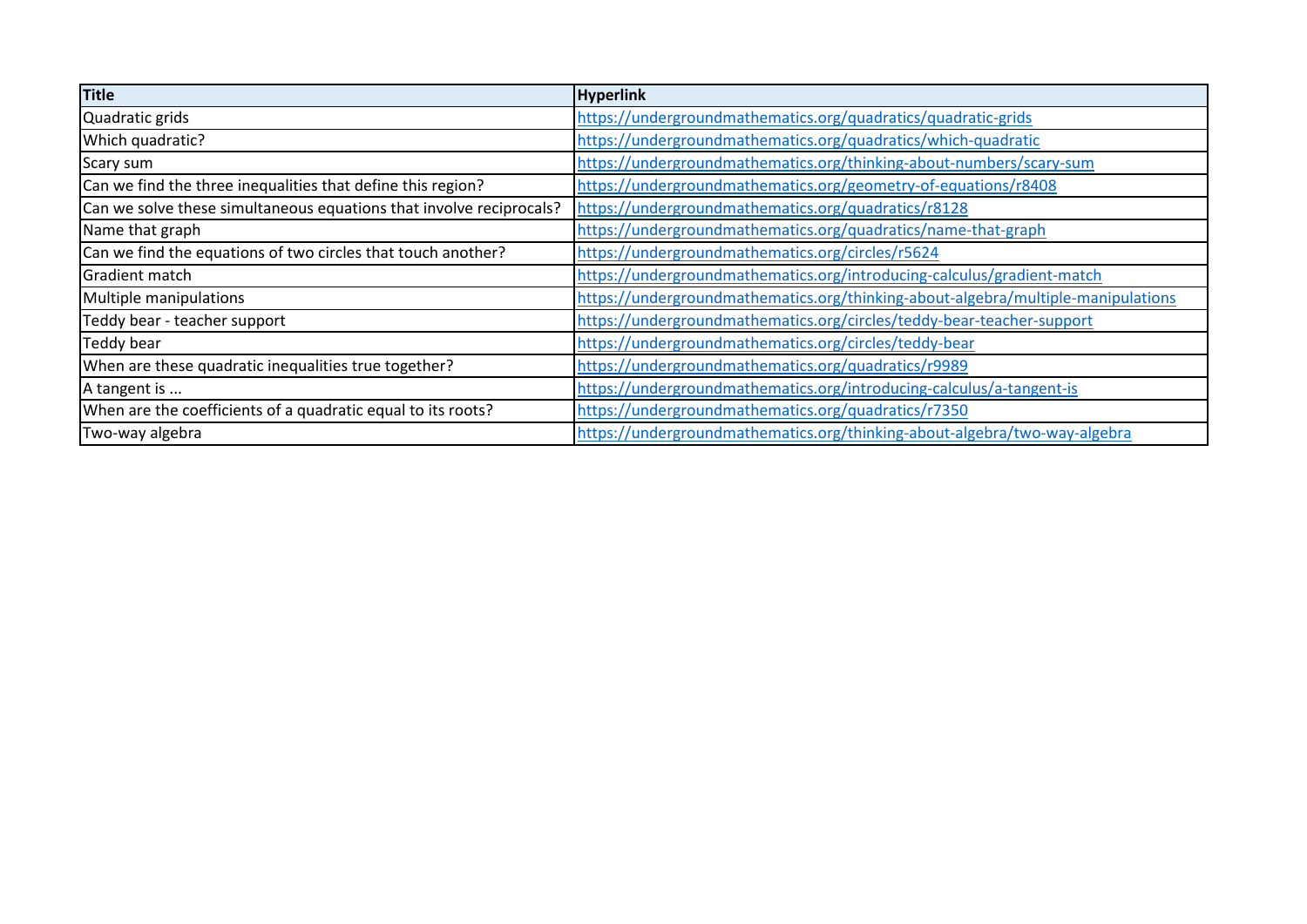| Title | Hyperlink |
|---|---|
| Quadratic grids | https://undergroundmathematics.org/quadratics/quadratic-grids |
| Which quadratic? | https://undergroundmathematics.org/quadratics/which-quadratic |
| Scary sum | https://undergroundmathematics.org/thinking-about-numbers/scary-sum |
| Can we find the three inequalities that define this region? | https://undergroundmathematics.org/geometry-of-equations/r8408 |
| Can we solve these simultaneous equations that involve reciprocals? | https://undergroundmathematics.org/quadratics/r8128 |
| Name that graph | https://undergroundmathematics.org/quadratics/name-that-graph |
| Can we find the equations of two circles that touch another? | https://undergroundmathematics.org/circles/r5624 |
| Gradient match | https://undergroundmathematics.org/introducing-calculus/gradient-match |
| Multiple manipulations | https://undergroundmathematics.org/thinking-about-algebra/multiple-manipulations |
| Teddy bear - teacher support | https://undergroundmathematics.org/circles/teddy-bear-teacher-support |
| Teddy bear | https://undergroundmathematics.org/circles/teddy-bear |
| When are these quadratic inequalities true together? | https://undergroundmathematics.org/quadratics/r9989 |
| A tangent is ... | https://undergroundmathematics.org/introducing-calculus/a-tangent-is |
| When are the coefficients of a quadratic equal to its roots? | https://undergroundmathematics.org/quadratics/r7350 |
| Two-way algebra | https://undergroundmathematics.org/thinking-about-algebra/two-way-algebra |